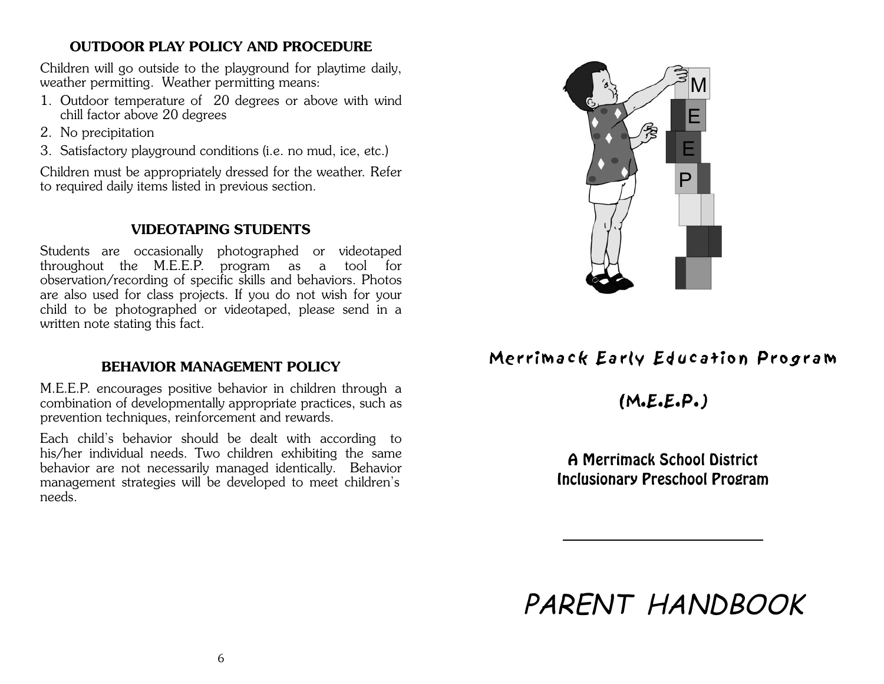## OUTDOOR PLAY POLICY AND PROCEDURE

Children will go outside to the playground for playtime daily, weather permitting. Weather permitting means:

1. Outdoor temperature of 20 degrees or above with wind chill factor above 20 degrees
2. No precipitation
3. Satisfactory playground conditions (i.e. no mud, ice, etc.)

Children must be appropriately dressed for the weather. Refer to required daily items listed in previous section.

## VIDEOTAPING STUDENTS

Students are occasionally photographed or videotaped throughout the M.E.E.P. program as a tool for observation/recording of specific skills and behaviors. Photos are also used for class projects. If you do not wish for your child to be photographed or videotaped, please send in a written note stating this fact.

## BEHAVIOR MANAGEMENT POLICY

M.E.E.P. encourages positive behavior in children through a combination of developmentally appropriate practices, such as prevention techniques, reinforcement and rewards.

Each child's behavior should be dealt with according to his/her individual needs. Two children exhibiting the same behavior are not necessarily managed identically. Behavior management strategies will be developed to meet children's needs.

# Merrimack Early Education Program

## (M.E.E.P.)

**A Merrimack School District Inclusionary Preschool Program**

# *PARENT HANDBOOK*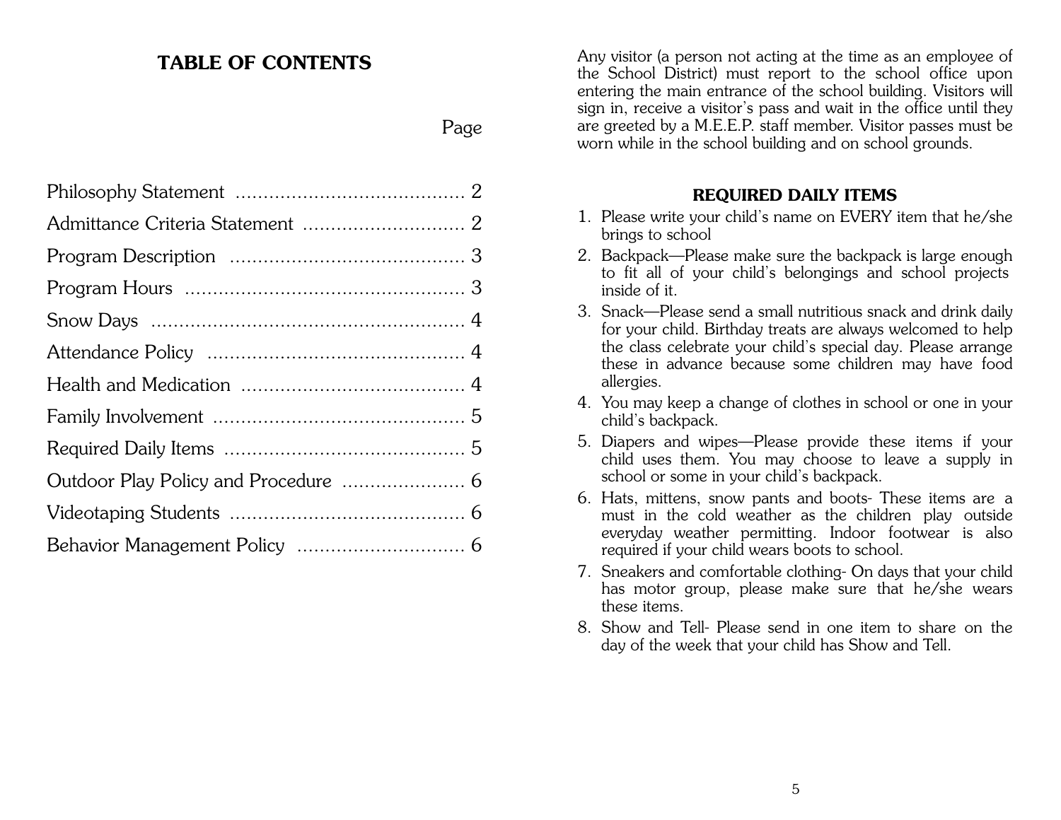## TABLE OF CONTENTS

| | Page |
|---|---|
| Philosophy Statement | 2 |
| Admittance Criteria Statement | 2 |
| Program Description | 3 |
| Program Hours | 3 |
| Snow Days | 4 |
| Attendance Policy | 4 |
| Health and Medication | 4 |
| Family Involvement | 5 |
| Required Daily Items | 5 |
| Outdoor Play Policy and Procedure | 6 |
| Videotaping Students | 6 |
| Behavior Management Policy | 6 |

Any visitor (a person not acting at the time as an employee of the School District) must report to the school office upon entering the main entrance of the school building. Visitors will sign in, receive a visitor's pass and wait in the office until they are greeted by a M.E.E.P. staff member. Visitor passes must be worn while in the school building and on school grounds.

### REQUIRED DAILY ITEMS

1. Please write your child's name on EVERY item that he/she brings to school
2. Backpack—Please make sure the backpack is large enough to fit all of your child's belongings and school projects inside of it.
3. Snack—Please send a small nutritious snack and drink daily for your child. Birthday treats are always welcomed to help the class celebrate your child's special day. Please arrange these in advance because some children may have food allergies.
4. You may keep a change of clothes in school or one in your child's backpack.
5. Diapers and wipes—Please provide these items if your child uses them. You may choose to leave a supply in school or some in your child's backpack.
6. Hats, mittens, snow pants and boots- These items are a must in the cold weather as the children play outside everyday weather permitting. Indoor footwear is also required if your child wears boots to school.
7. Sneakers and comfortable clothing- On days that your child has motor group, please make sure that he/she wears these items.
8. Show and Tell- Please send in one item to share on the day of the week that your child has Show and Tell.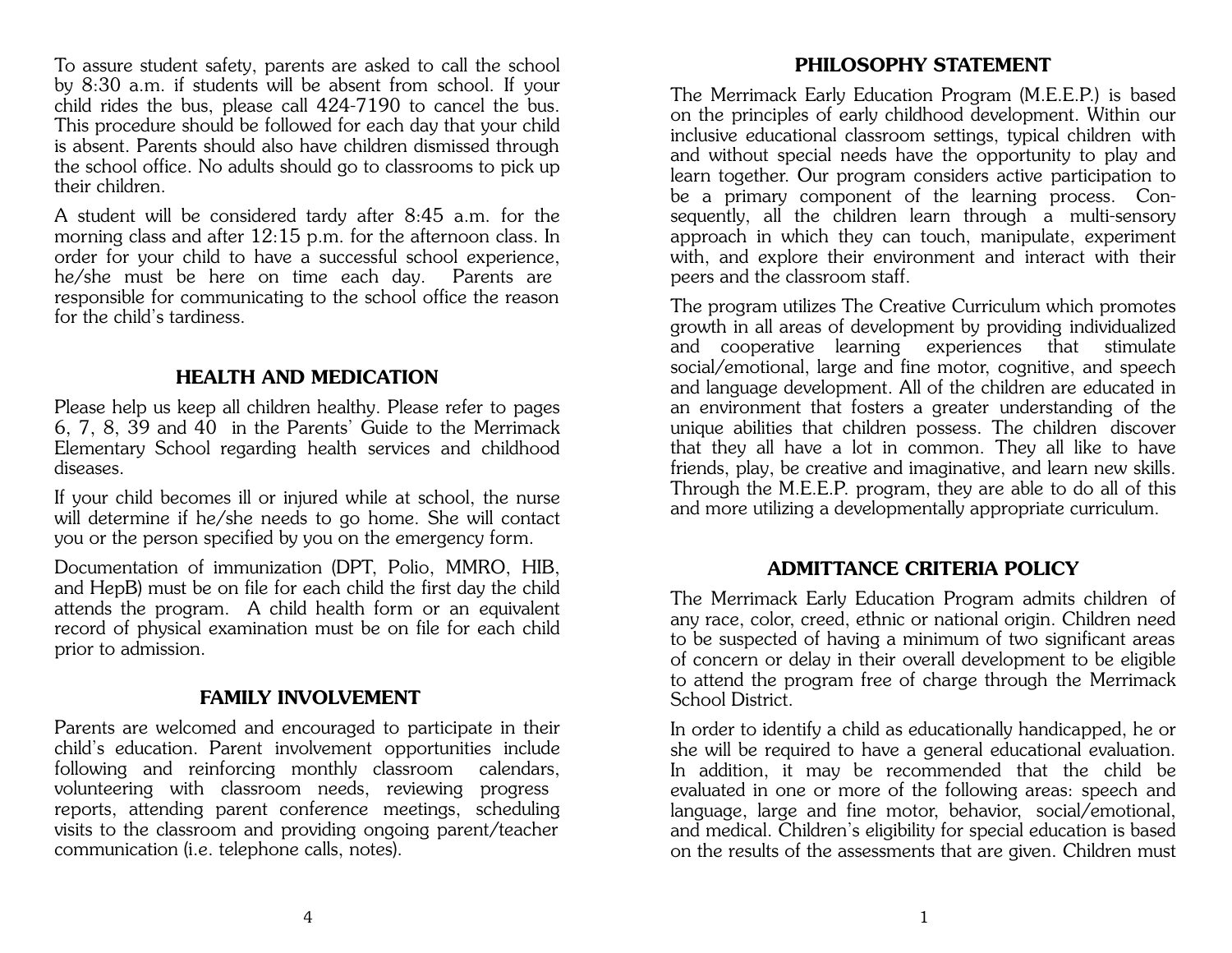To assure student safety, parents are asked to call the school by 8:30 a.m. if students will be absent from school. If your child rides the bus, please call 424-7190 to cancel the bus. This procedure should be followed for each day that your child is absent. Parents should also have children dismissed through the school office. No adults should go to classrooms to pick up their children.

A student will be considered tardy after 8:45 a.m. for the morning class and after 12:15 p.m. for the afternoon class. In order for your child to have a successful school experience, he/she must be here on time each day. Parents are responsible for communicating to the school office the reason for the child's tardiness.

## HEALTH AND MEDICATION

Please help us keep all children healthy. Please refer to pages 6, 7, 8, 39 and 40 in the Parents' Guide to the Merrimack Elementary School regarding health services and childhood diseases.

If your child becomes ill or injured while at school, the nurse will determine if he/she needs to go home. She will contact you or the person specified by you on the emergency form.

Documentation of immunization (DPT, Polio, MMRO, HIB, and HepB) must be on file for each child the first day the child attends the program. A child health form or an equivalent record of physical examination must be on file for each child prior to admission.

## FAMILY INVOLVEMENT

Parents are welcomed and encouraged to participate in their child's education. Parent involvement opportunities include following and reinforcing monthly classroom calendars, volunteering with classroom needs, reviewing progress reports, attending parent conference meetings, scheduling visits to the classroom and providing ongoing parent/teacher communication (i.e. telephone calls, notes).

## PHILOSOPHY STATEMENT

The Merrimack Early Education Program (M.E.E.P.) is based on the principles of early childhood development. Within our inclusive educational classroom settings, typical children with and without special needs have the opportunity to play and learn together. Our program considers active participation to be a primary component of the learning process. Consequently, all the children learn through a multi-sensory approach in which they can touch, manipulate, experiment with, and explore their environment and interact with their peers and the classroom staff.

The program utilizes The Creative Curriculum which promotes growth in all areas of development by providing individualized and cooperative learning experiences that stimulate social/emotional, large and fine motor, cognitive, and speech and language development. All of the children are educated in an environment that fosters a greater understanding of the unique abilities that children possess. The children discover that they all have a lot in common. They all like to have friends, play, be creative and imaginative, and learn new skills. Through the M.E.E.P. program, they are able to do all of this and more utilizing a developmentally appropriate curriculum.

## ADMITTANCE CRITERIA POLICY

The Merrimack Early Education Program admits children of any race, color, creed, ethnic or national origin. Children need to be suspected of having a minimum of two significant areas of concern or delay in their overall development to be eligible to attend the program free of charge through the Merrimack School District.

In order to identify a child as educationally handicapped, he or she will be required to have a general educational evaluation. In addition, it may be recommended that the child be evaluated in one or more of the following areas: speech and language, large and fine motor, behavior, social/emotional, and medical. Children's eligibility for special education is based on the results of the assessments that are given. Children must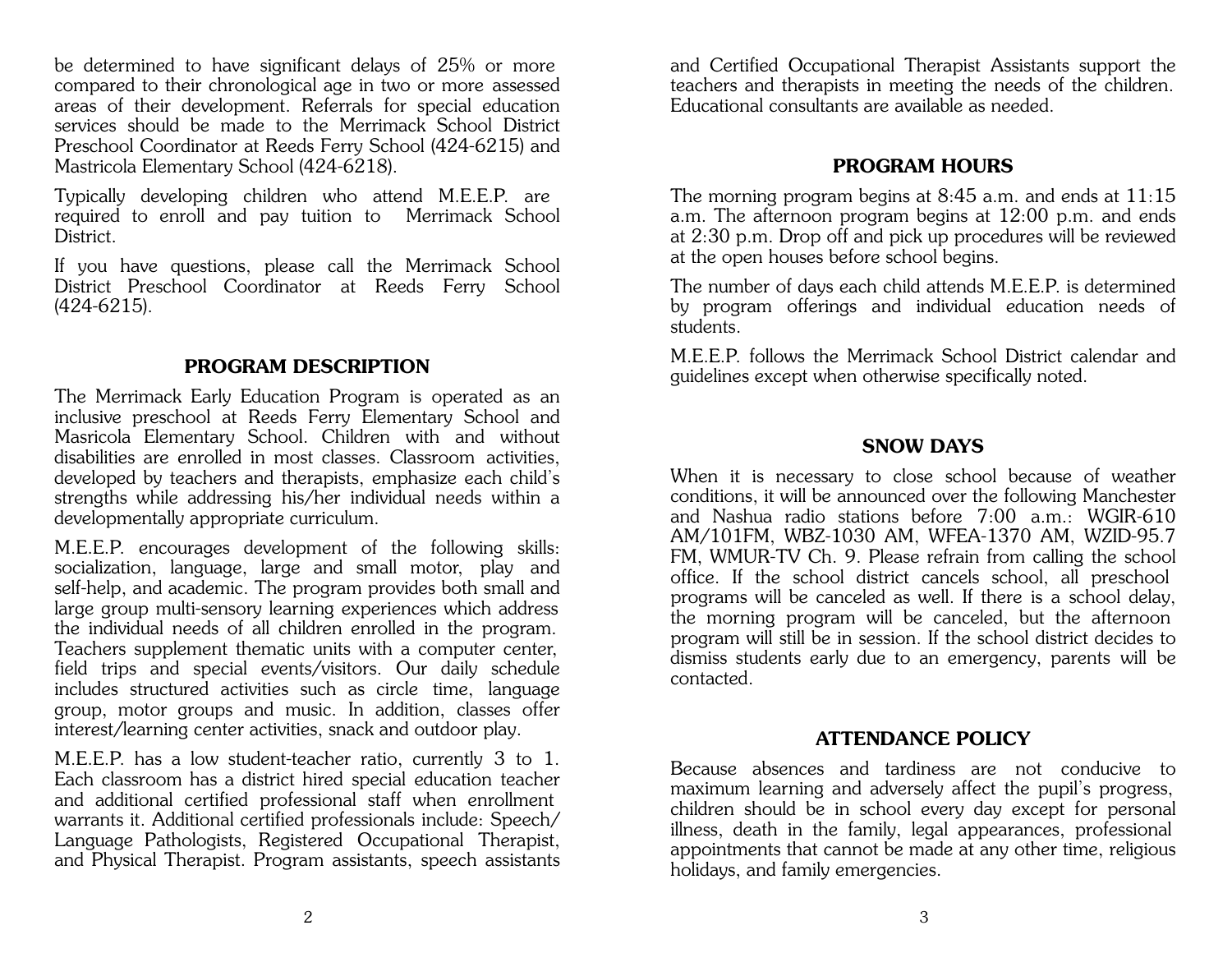be determined to have significant delays of 25% or more compared to their chronological age in two or more assessed areas of their development. Referrals for special education services should be made to the Merrimack School District Preschool Coordinator at Reeds Ferry School (424-6215) and Mastricola Elementary School (424-6218).

Typically developing children who attend M.E.E.P. are required to enroll and pay tuition to Merrimack School District.

If you have questions, please call the Merrimack School District Preschool Coordinator at Reeds Ferry School (424-6215).

## PROGRAM DESCRIPTION

The Merrimack Early Education Program is operated as an inclusive preschool at Reeds Ferry Elementary School and Masricola Elementary School. Children with and without disabilities are enrolled in most classes. Classroom activities, developed by teachers and therapists, emphasize each child's strengths while addressing his/her individual needs within a developmentally appropriate curriculum.

M.E.E.P. encourages development of the following skills: socialization, language, large and small motor, play and self-help, and academic. The program provides both small and large group multi-sensory learning experiences which address the individual needs of all children enrolled in the program. Teachers supplement thematic units with a computer center, field trips and special events/visitors. Our daily schedule includes structured activities such as circle time, language group, motor groups and music. In addition, classes offer interest/learning center activities, snack and outdoor play.

M.E.E.P. has a low student-teacher ratio, currently 3 to 1. Each classroom has a district hired special education teacher and additional certified professional staff when enrollment warrants it. Additional certified professionals include: Speech/Language Pathologists, Registered Occupational Therapist, and Physical Therapist. Program assistants, speech assistants and Certified Occupational Therapist Assistants support the teachers and therapists in meeting the needs of the children. Educational consultants are available as needed.

## PROGRAM HOURS

The morning program begins at 8:45 a.m. and ends at 11:15 a.m. The afternoon program begins at 12:00 p.m. and ends at 2:30 p.m. Drop off and pick up procedures will be reviewed at the open houses before school begins.

The number of days each child attends M.E.E.P. is determined by program offerings and individual education needs of students.

M.E.E.P. follows the Merrimack School District calendar and guidelines except when otherwise specifically noted.

## SNOW DAYS

When it is necessary to close school because of weather conditions, it will be announced over the following Manchester and Nashua radio stations before 7:00 a.m.: WGIR-610 AM/101FM, WBZ-1030 AM, WFEA-1370 AM, WZID-95.7 FM, WMUR-TV Ch. 9. Please refrain from calling the school office. If the school district cancels school, all preschool programs will be canceled as well. If there is a school delay, the morning program will be canceled, but the afternoon program will still be in session. If the school district decides to dismiss students early due to an emergency, parents will be contacted.

## ATTENDANCE POLICY

Because absences and tardiness are not conducive to maximum learning and adversely affect the pupil's progress, children should be in school every day except for personal illness, death in the family, legal appearances, professional appointments that cannot be made at any other time, religious holidays, and family emergencies.